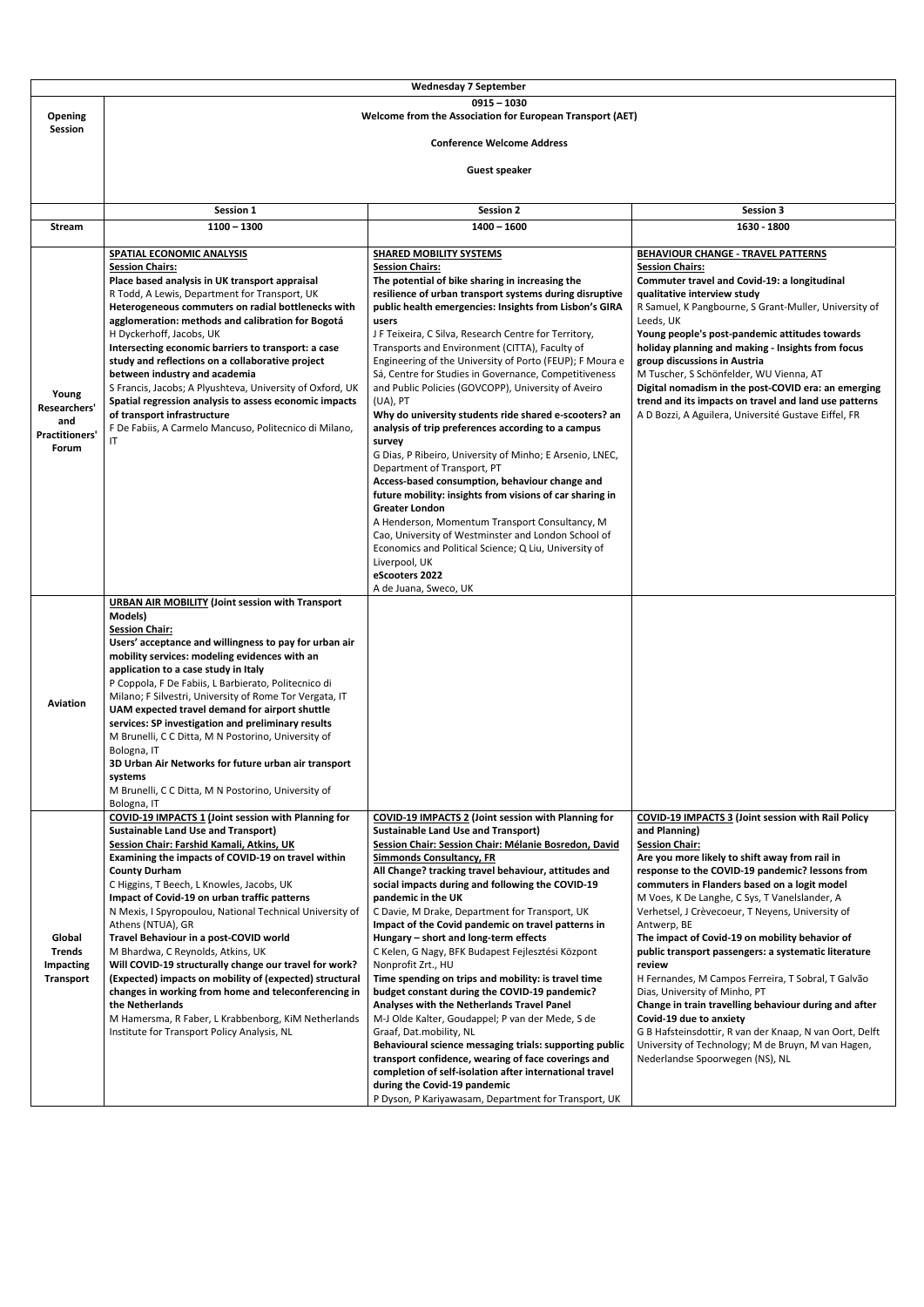| Wednesday 7 September | | | |
|---|---|---|---|
| **Opening Session** | **0915 – 1030**<br>**Welcome from the Association for European Transport (AET)**<br><br>**Conference Welcome Address**<br><br>**Guest speaker** | | |
| | **Session 1** | **Session 2** | **Session 3** |
| **Stream** | **1100 – 1300** | **1400 – 1600** | **1630 - 1800** |
| **Young Researchers' and Practitioners' Forum** | **SPATIAL ECONOMIC ANALYSIS**<br>**Session Chairs:**<br>**Place based analysis in UK transport appraisal**<br>R Todd, A Lewis, Department for Transport, UK<br>**Heterogeneous commuters on radial bottlenecks with agglomeration: methods and calibration for Bogotá**<br>H Dyckerhoff, Jacobs, UK<br>**Intersecting economic barriers to transport: a case study and reflections on a collaborative project between industry and academia**<br>S Francis, Jacobs; A Plyushteva, University of Oxford, UK<br>**Spatial regression analysis to assess economic impacts of transport infrastructure**<br>F De Fabiis, A Carmelo Mancuso, Politecnico di Milano, IT | **SHARED MOBILITY SYSTEMS**<br>**Session Chairs:**<br>**The potential of bike sharing in increasing the resilience of urban transport systems during disruptive public health emergencies: Insights from Lisbon's GIRA users**<br>J F Teixeira, C Silva, Research Centre for Territory, Transports and Environment (CITTA), Faculty of Engineering of the University of Porto (FEUP); F Moura e Sá, Centre for Studies in Governance, Competitiveness and Public Policies (GOVCOPP), University of Aveiro (UA), PT<br>**Why do university students ride shared e-scooters? an analysis of trip preferences according to a campus survey**<br>G Dias, P Ribeiro, University of Minho; E Arsenio, LNEC, Department of Transport, PT<br>**Access-based consumption, behaviour change and future mobility: insights from visions of car sharing in Greater London**<br>A Henderson, Momentum Transport Consultancy, M Cao, University of Westminster and London School of Economics and Political Science; Q Liu, University of Liverpool, UK<br>**eScooters 2022**<br>A de Juana, Sweco, UK | **BEHAVIOUR CHANGE - TRAVEL PATTERNS**<br>**Session Chairs:**<br>**Commuter travel and Covid-19: a longitudinal qualitative interview study**<br>R Samuel, K Pangbourne, S Grant-Muller, University of Leeds, UK<br>**Young people's post-pandemic attitudes towards holiday planning and making - Insights from focus group discussions in Austria**<br>M Tuscher, S Schönfelder, WU Vienna, AT<br>**Digital nomadism in the post-COVID era: an emerging trend and its impacts on travel and land use patterns**<br>A D Bozzi, A Aguilera, Université Gustave Eiffel, FR |
| **Aviation** | **URBAN AIR MOBILITY (Joint session with Transport Models)**<br>**Session Chair:**<br>**Users' acceptance and willingness to pay for urban air mobility services: modeling evidences with an application to a case study in Italy**<br>P Coppola, F De Fabiis, L Barbierato, Politecnico di Milano; F Silvestri, University of Rome Tor Vergata, IT<br>**UAM expected travel demand for airport shuttle services: SP investigation and preliminary results**<br>M Brunelli, C C Ditta, M N Postorino, University of Bologna, IT<br>**3D Urban Air Networks for future urban air transport systems**<br>M Brunelli, C C Ditta, M N Postorino, University of Bologna, IT | | |
| **Global Trends Impacting Transport** | **COVID-19 IMPACTS 1 (Joint session with Planning for Sustainable Land Use and Transport)**<br>**Session Chair: Farshid Kamali, Atkins, UK**<br>**Examining the impacts of COVID-19 on travel within County Durham**<br>C Higgins, T Beech, L Knowles, Jacobs, UK<br>**Impact of Covid-19 on urban traffic patterns**<br>N Mexis, I Spyropoulou, National Technical University of Athens (NTUA), GR<br>**Travel Behaviour in a post-COVID world**<br>M Bhardwa, C Reynolds, Atkins, UK<br>**Will COVID-19 structurally change our travel for work? (Expected) impacts on mobility of (expected) structural changes in working from home and teleconferencing in the Netherlands**<br>M Hamersma, R Faber, L Krabbenborg, KiM Netherlands Institute for Transport Policy Analysis, NL | **COVID-19 IMPACTS 2 (Joint session with Planning for Sustainable Land Use and Transport)**<br>**Session Chair: Session Chair: Mélanie Bosredon, David Simmonds Consultancy, FR**<br>**All Change? tracking travel behaviour, attitudes and social impacts during and following the COVID-19 pandemic in the UK**<br>C Davie, M Drake, Department for Transport, UK<br>**Impact of the Covid pandemic on travel patterns in Hungary – short and long-term effects**<br>C Kelen, G Nagy, BFK Budapest Fejlesztési Központ Nonprofit Zrt., HU<br>**Time spending on trips and mobility: is travel time budget constant during the COVID-19 pandemic? Analyses with the Netherlands Travel Panel**<br>M-J Olde Kalter, Goudappel; P van der Mede, S de Graaf, Dat.mobility, NL<br>**Behavioural science messaging trials: supporting public transport confidence, wearing of face coverings and completion of self-isolation after international travel during the Covid-19 pandemic**<br>P Dyson, P Kariyawasam, Department for Transport, UK | **COVID-19 IMPACTS 3 (Joint session with Rail Policy and Planning)**<br>**Session Chair:**<br>**Are you more likely to shift away from rail in response to the COVID-19 pandemic? lessons from commuters in Flanders based on a logit model**<br>M Voes, K De Langhe, C Sys, T Vanelslander, A Verhetsel, J Crèvecoeur, T Neyens, University of Antwerp, BE<br>**The impact of Covid-19 on mobility behavior of public transport passengers: a systematic literature review**<br>H Fernandes, M Campos Ferreira, T Sobral, T Galvão Dias, University of Minho, PT<br>**Change in train travelling behaviour during and after Covid-19 due to anxiety**<br>G B Hafsteinsdottir, R van der Knaap, N van Oort, Delft University of Technology; M de Bruyn, M van Hagen, Nederlandse Spoorwegen (NS), NL |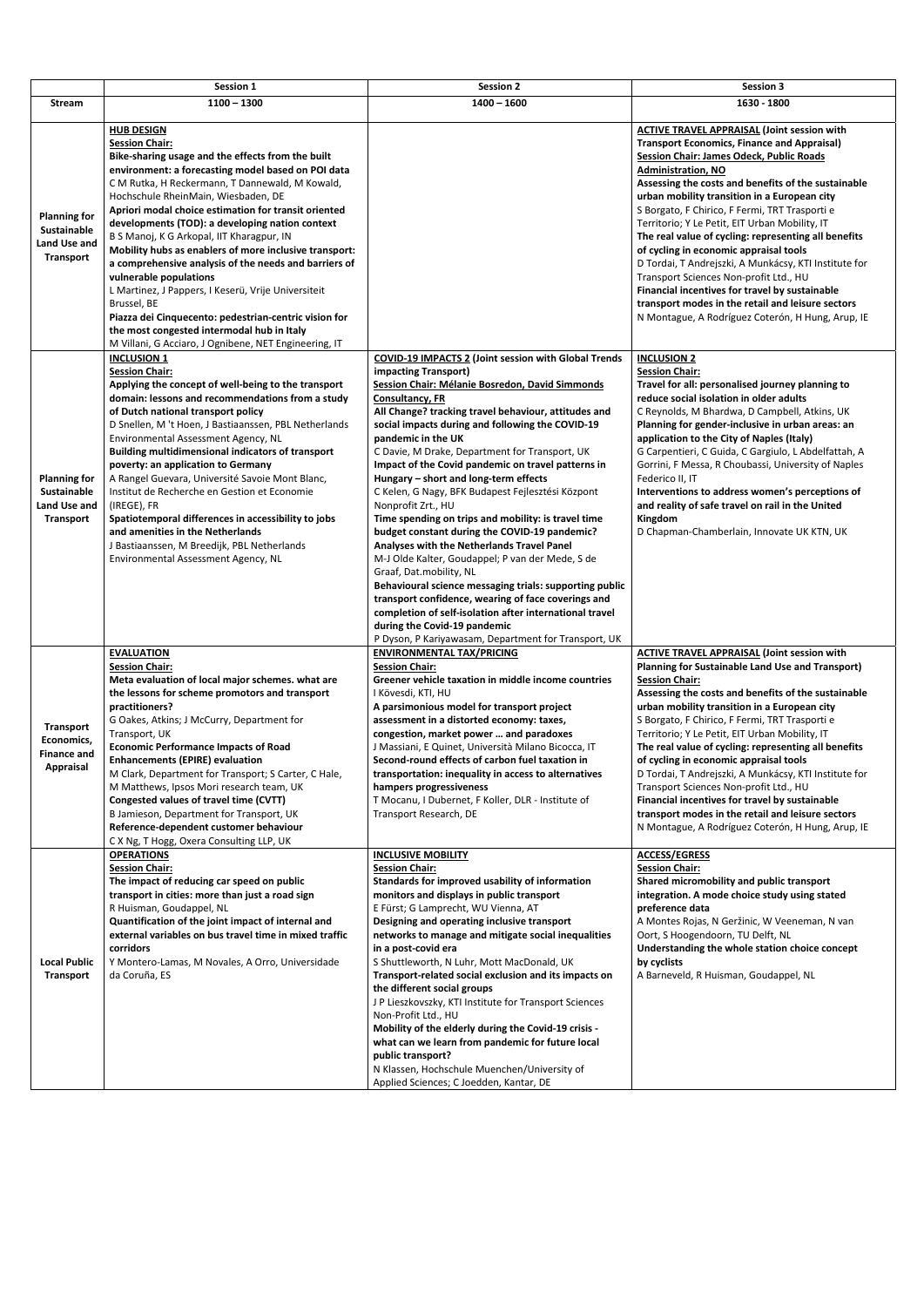| | Session 1 | Session 2 | Session 3 |
|---|---|---|---|
| **Stream** | **1100 – 1300** | **1400 – 1600** | **1630 - 1800** |
| **Planning for Sustainable Land Use and Transport** | **HUB DESIGN**<br>**Session Chair:**<br>**Bike-sharing usage and the effects from the built environment: a forecasting model based on POI data**<br>C M Rutka, H Reckermann, T Dannewald, M Kowald, Hochschule RheinMain, Wiesbaden, DE<br>**Apriori modal choice estimation for transit oriented developments (TOD): a developing nation context**<br>B S Manoj, K G Arkopal, IIT Kharagpur, IN<br>**Mobility hubs as enablers of more inclusive transport: a comprehensive analysis of the needs and barriers of vulnerable populations**<br>L Martinez, J Pappers, I Keserü, Vrije Universiteit Brussel, BE<br>**Piazza dei Cinquecento: pedestrian-centric vision for the most congested intermodal hub in Italy**<br>M Villani, G Acciaro, J Ognibene, NET Engineering, IT | | **ACTIVE TRAVEL APPRAISAL (Joint session with Transport Economics, Finance and Appraisal)**<br>**Session Chair: James Odeck, Public Roads Administration, NO**<br>**Assessing the costs and benefits of the sustainable urban mobility transition in a European city**<br>S Borgato, F Chirico, F Fermi, TRT Trasporti e Territorio; Y Le Petit, EIT Urban Mobility, IT<br>**The real value of cycling: representing all benefits of cycling in economic appraisal tools**<br>D Tordai, T Andrejszki, A Munkácsy, KTI Institute for Transport Sciences Non-profit Ltd., HU<br>**Financial incentives for travel by sustainable transport modes in the retail and leisure sectors**<br>N Montague, A Rodríguez Coterón, H Hung, Arup, IE |
| **Planning for Sustainable Land Use and Transport** | **INCLUSION 1**<br>**Session Chair:**<br>**Applying the concept of well-being to the transport domain: lessons and recommendations from a study of Dutch national transport policy**<br>D Snellen, M 't Hoen, J Bastiaanssen, PBL Netherlands Environmental Assessment Agency, NL<br>**Building multidimensional indicators of transport poverty: an application to Germany**<br>A Rangel Guevara, Université Savoie Mont Blanc, Institut de Recherche en Gestion et Economie (IREGE), FR<br>**Spatiotemporal differences in accessibility to jobs and amenities in the Netherlands**<br>J Bastiaanssen, M Breedijk, PBL Netherlands Environmental Assessment Agency, NL | **COVID-19 IMPACTS 2 (Joint session with Global Trends impacting Transport)**<br>**Session Chair: Mélanie Bosredon, David Simmonds Consultancy, FR**<br>**All Change? tracking travel behaviour, attitudes and social impacts during and following the COVID-19 pandemic in the UK**<br>C Davie, M Drake, Department for Transport, UK<br>**Impact of the Covid pandemic on travel patterns in Hungary – short and long-term effects**<br>C Kelen, G Nagy, BFK Budapest Fejlesztési Központ Nonprofit Zrt., HU<br>**Time spending on trips and mobility: is travel time budget constant during the COVID-19 pandemic? Analyses with the Netherlands Travel Panel**<br>M-J Olde Kalter, Goudappel; P van der Mede, S de Graaf, Dat.mobility, NL<br>**Behavioural science messaging trials: supporting public transport confidence, wearing of face coverings and completion of self-isolation after international travel during the Covid-19 pandemic**<br>P Dyson, P Kariyawasam, Department for Transport, UK | **INCLUSION 2**<br>**Session Chair:**<br>**Travel for all: personalised journey planning to reduce social isolation in older adults**<br>C Reynolds, M Bhardwa, D Campbell, Atkins, UK<br>**Planning for gender-inclusive in urban areas: an application to the City of Naples (Italy)**<br>G Carpentieri, C Guida, C Gargiulo, L Abdelfattah, A Gorrini, F Messa, R Choubassi, University of Naples Federico II, IT<br>**Interventions to address women's perceptions of and reality of safe travel on rail in the United Kingdom**<br>D Chapman-Chamberlain, Innovate UK KTN, UK |
| **Transport Economics, Finance and Appraisal** | **EVALUATION**<br>**Session Chair:**<br>**Meta evaluation of local major schemes. what are the lessons for scheme promotors and transport practitioners?**<br>G Oakes, Atkins; J McCurry, Department for Transport, UK<br>**Economic Performance Impacts of Road Enhancements (EPIRE) evaluation**<br>M Clark, Department for Transport; S Carter, C Hale, M Matthews, Ipsos Mori research team, UK<br>**Congested values of travel time (CVTT)**<br>B Jamieson, Department for Transport, UK<br>**Reference-dependent customer behaviour**<br>C X Ng, T Hogg, Oxera Consulting LLP, UK | **ENVIRONMENTAL TAX/PRICING**<br>**Session Chair:**<br>**Greener vehicle taxation in middle income countries**<br>I Kövesdi, KTI, HU<br>**A parsimonious model for transport project assessment in a distorted economy: taxes, congestion, market power … and paradoxes**<br>J Massiani, E Quinet, Università Milano Bicocca, IT<br>**Second-round effects of carbon fuel taxation in transportation: inequality in access to alternatives hampers progressiveness**<br>T Mocanu, I Dubernet, F Koller, DLR - Institute of Transport Research, DE | **ACTIVE TRAVEL APPRAISAL (Joint session with Planning for Sustainable Land Use and Transport)**<br>**Session Chair:**<br>**Assessing the costs and benefits of the sustainable urban mobility transition in a European city**<br>S Borgato, F Chirico, F Fermi, TRT Trasporti e Territorio; Y Le Petit, EIT Urban Mobility, IT<br>**The real value of cycling: representing all benefits of cycling in economic appraisal tools**<br>D Tordai, T Andrejszki, A Munkácsy, KTI Institute for Transport Sciences Non-profit Ltd., HU<br>**Financial incentives for travel by sustainable transport modes in the retail and leisure sectors**<br>N Montague, A Rodríguez Coterón, H Hung, Arup, IE |
| **Local Public Transport** | **OPERATIONS**<br>**Session Chair:**<br>**The impact of reducing car speed on public transport in cities: more than just a road sign**<br>R Huisman, Goudappel, NL<br>**Quantification of the joint impact of internal and external variables on bus travel time in mixed traffic corridors**<br>Y Montero-Lamas, M Novales, A Orro, Universidade da Coruña, ES | **INCLUSIVE MOBILITY**<br>**Session Chair:**<br>**Standards for improved usability of information monitors and displays in public transport**<br>E Fürst; G Lamprecht, WU Vienna, AT<br>**Designing and operating inclusive transport networks to manage and mitigate social inequalities in a post-covid era**<br>S Shuttleworth, N Luhr, Mott MacDonald, UK<br>**Transport-related social exclusion and its impacts on the different social groups**<br>J P Lieszkovszky, KTI Institute for Transport Sciences Non-Profit Ltd., HU<br>**Mobility of the elderly during the Covid-19 crisis - what can we learn from pandemic for future local public transport?**<br>N Klassen, Hochschule Muenchen/University of Applied Sciences; C Joedden, Kantar, DE | **ACCESS/EGRESS**<br>**Session Chair:**<br>**Shared micromobility and public transport integration. A mode choice study using stated preference data**<br>A Montes Rojas, N Geržinic, W Veeneman, N van Oort, S Hoogendoorn, TU Delft, NL<br>**Understanding the whole station choice concept by cyclists**<br>A Barneveld, R Huisman, Goudappel, NL |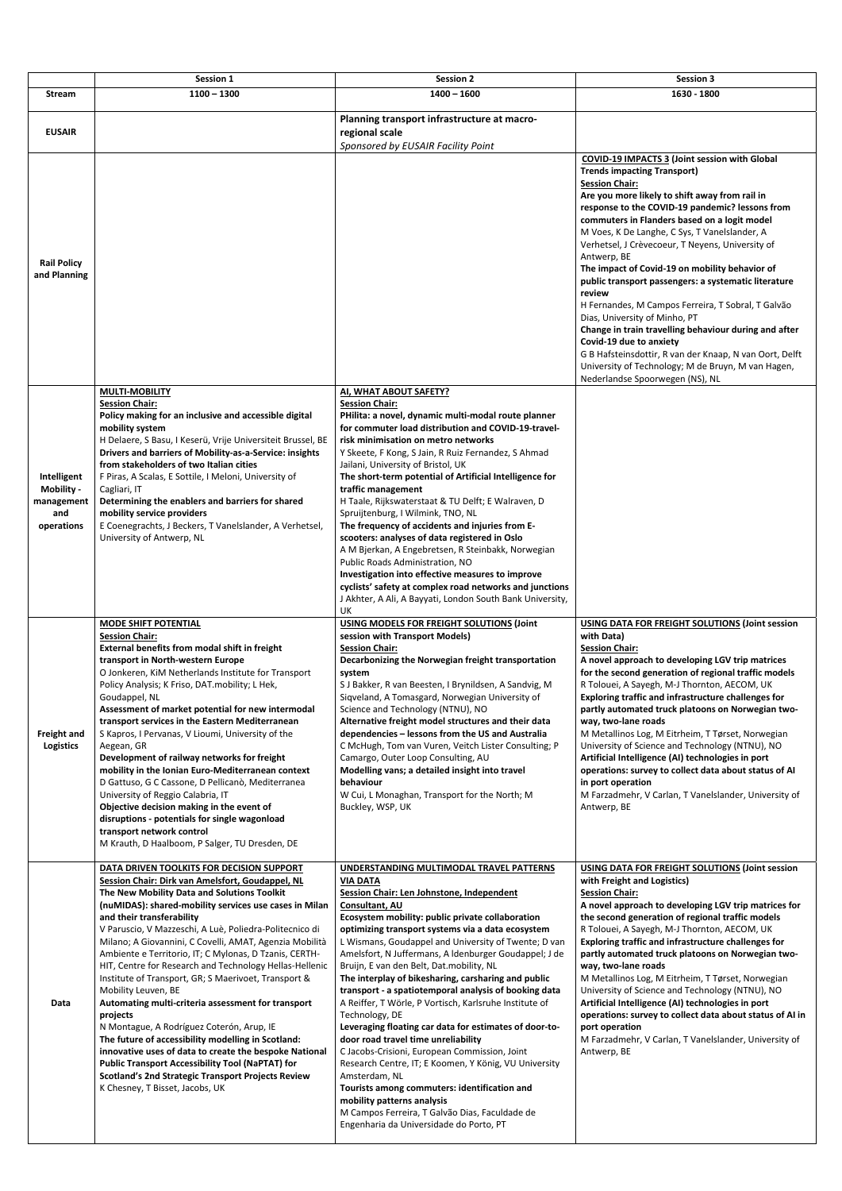| Stream | Session 1 | Session 2 | Session 3 |
|---|---|---|---|
| | 1100 – 1300 | 1400 – 1600 | 1630 - 1800 |
| **EUSAIR** | | **Planning transport infrastructure at macro-regional scale**<br>*Sponsored by EUSAIR Facility Point* | |
| **Rail Policy and Planning** | | | **COVID-19 IMPACTS 3 (Joint session with Global Trends impacting Transport)**<br>**Session Chair:**<br>**Are you more likely to shift away from rail in response to the COVID-19 pandemic? lessons from commuters in Flanders based on a logit model**<br>M Voes, K De Langhe, C Sys, T Vanelslander, A Verhetsel, J Crèvecoeur, T Neyens, University of Antwerp, BE<br>**The impact of Covid-19 on mobility behavior of public transport passengers: a systematic literature review**<br>H Fernandes, M Campos Ferreira, T Sobral, T Galvão Dias, University of Minho, PT<br>**Change in train travelling behaviour during and after Covid-19 due to anxiety**<br>G B Hafsteinsdottir, R van der Knaap, N van Oort, Delft University of Technology; M de Bruyn, M van Hagen, Nederlandse Spoorwegen (NS), NL |
| **Intelligent Mobility - management and operations** | **MULTI-MOBILITY**<br>**Session Chair:**<br>**Policy making for an inclusive and accessible digital mobility system**<br>H Delaere, S Basu, I Keserü, Vrije Universiteit Brussel, BE<br>**Drivers and barriers of Mobility-as-a-Service: insights from stakeholders of two Italian cities**<br>F Piras, A Scalas, E Sottile, I Meloni, University of Cagliari, IT<br>**Determining the enablers and barriers for shared mobility service providers**<br>E Coenegrachts, J Beckers, T Vanelslander, A Verhetsel, University of Antwerp, NL | **AI, WHAT ABOUT SAFETY?**<br>**Session Chair:**<br>**PHilita: a novel, dynamic multi-modal route planner for commuter load distribution and COVID-19-travel-risk minimisation on metro networks**<br>Y Skeete, F Kong, S Jain, R Ruiz Fernandez, S Ahmad Jailani, University of Bristol, UK<br>**The short-term potential of Artificial Intelligence for traffic management**<br>H Taale, Rijkswaterstaat & TU Delft; E Walraven, D Spruijtenburg, I Wilmink, TNO, NL<br>**The frequency of accidents and injuries from E-scooters: analyses of data registered in Oslo**<br>A M Bjerkan, A Engebretsen, R Steinbakk, Norwegian Public Roads Administration, NO<br>**Investigation into effective measures to improve cyclists' safety at complex road networks and junctions**<br>J Akhter, A Ali, A Bayyati, London South Bank University, UK | |
| **Freight and Logistics** | **MODE SHIFT POTENTIAL**<br>**Session Chair:**<br>**External benefits from modal shift in freight transport in North-western Europe**<br>O Jonkeren, KiM Netherlands Institute for Transport Policy Analysis; K Friso, DAT.mobility; L Hek, Goudappel, NL<br>**Assessment of market potential for new intermodal transport services in the Eastern Mediterranean**<br>S Kapros, I Pervanas, V Lioumi, University of the Aegean, GR<br>**Development of railway networks for freight mobility in the Ionian Euro-Mediterranean context**<br>D Gattuso, G C Cassone, D Pellicanò, Mediterranea University of Reggio Calabria, IT<br>**Objective decision making in the event of disruptions - potentials for single wagonload transport network control**<br>M Krauth, D Haalboom, P Salger, TU Dresden, DE | **USING MODELS FOR FREIGHT SOLUTIONS (Joint session with Transport Models)**<br>**Session Chair:**<br>**Decarbonizing the Norwegian freight transportation system**<br>S J Bakker, R van Beesten, I Brynildsen, A Sandvig, M Siqveland, A Tomasgard, Norwegian University of Science and Technology (NTNU), NO<br>**Alternative freight model structures and their data dependencies – lessons from the US and Australia**<br>C McHugh, Tom van Vuren, Veitch Lister Consulting; P Camargo, Outer Loop Consulting, AU<br>**Modelling vans; a detailed insight into travel behaviour**<br>W Cui, L Monaghan, Transport for the North; M Buckley, WSP, UK | **USING DATA FOR FREIGHT SOLUTIONS (Joint session with Data)**<br>**Session Chair:**<br>**A novel approach to developing LGV trip matrices for the second generation of regional traffic models**<br>R Tolouei, A Sayegh, M-J Thornton, AECOM, UK<br>**Exploring traffic and infrastructure challenges for partly automated truck platoons on Norwegian two-way, two-lane roads**<br>M Metallinos Log, M Eitrheim, T Tørset, Norwegian University of Science and Technology (NTNU), NO<br>**Artificial Intelligence (AI) technologies in port operations: survey to collect data about status of AI in port operation**<br>M Farzadmehr, V Carlan, T Vanelslander, University of Antwerp, BE |
| **Data** | **DATA DRIVEN TOOLKITS FOR DECISION SUPPORT**<br>**Session Chair: Dirk van Amelsfort, Goudappel, NL**<br>**The New Mobility Data and Solutions Toolkit (nuMIDAS): shared-mobility services use cases in Milan and their transferability**<br>V Paruscio, V Mazzeschi, A Luè, Poliedra-Politecnico di Milano; A Giovannini, C Covelli, AMAT, Agenzia Mobilità Ambiente e Territorio, IT; C Mylonas, D Tzanis, CERTH-HIT, Centre for Research and Technology Hellas-Hellenic Institute of Transport, GR; S Maerivoet, Transport & Mobility Leuven, BE<br>**Automating multi-criteria assessment for transport projects**<br>N Montague, A Rodríguez Coterón, Arup, IE<br>**The future of accessibility modelling in Scotland: innovative uses of data to create the bespoke National Public Transport Accessibility Tool (NaPTAT) for Scotland's 2nd Strategic Transport Projects Review**<br>K Chesney, T Bisset, Jacobs, UK | **UNDERSTANDING MULTIMODAL TRAVEL PATTERNS VIA DATA**<br>**Session Chair: Len Johnstone, Independent Consultant, AU**<br>**Ecosystem mobility: public private collaboration optimizing transport systems via a data ecosystem**<br>L Wismans, Goudappel and University of Twente; D van Amelsfort, N Juffermans, A Idenburger Goudappel; J de Bruijn, E van den Belt, Dat.mobility, NL<br>**The interplay of bikesharing, carsharing and public transport - a spatiotemporal analysis of booking data**<br>A Reiffer, T Wörle, P Vortisch, Karlsruhe Institute of Technology, DE<br>**Leveraging floating car data for estimates of door-to-door road travel time unreliability**<br>C Jacobs-Crisioni, European Commission, Joint Research Centre, IT; E Koomen, Y König, VU University Amsterdam, NL<br>**Tourists among commuters: identification and mobility patterns analysis**<br>M Campos Ferreira, T Galvão Dias, Faculdade de Engenharia da Universidade do Porto, PT | **USING DATA FOR FREIGHT SOLUTIONS (Joint session with Freight and Logistics)**<br>**Session Chair:**<br>**A novel approach to developing LGV trip matrices for the second generation of regional traffic models**<br>R Tolouei, A Sayegh, M-J Thornton, AECOM, UK<br>**Exploring traffic and infrastructure challenges for partly automated truck platoons on Norwegian two-way, two-lane roads**<br>M Metallinos Log, M Eitrheim, T Tørset, Norwegian University of Science and Technology (NTNU), NO<br>**Artificial Intelligence (AI) technologies in port operations: survey to collect data about status of AI in port operation**<br>M Farzadmehr, V Carlan, T Vanelslander, University of Antwerp, BE |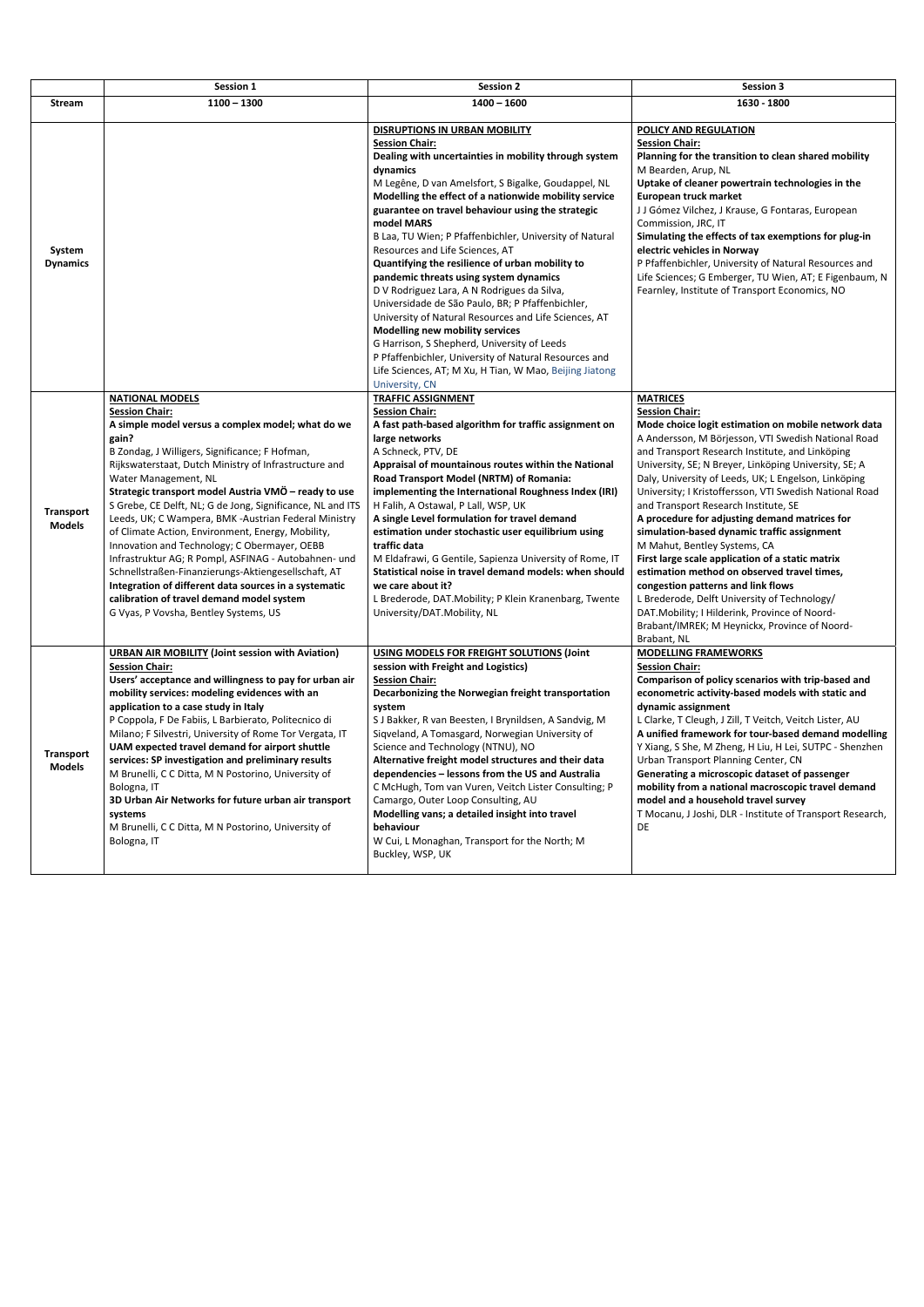| | Session 1 | Session 2 | Session 3 |
|---|---|---|---|
| **Stream** | **1100 – 1300** | **1400 – 1600** | **1630 - 1800** |
| **System Dynamics** | | **DISRUPTIONS IN URBAN MOBILITY**<br>**Session Chair:**<br>**Dealing with uncertainties in mobility through system dynamics**<br>M Legêne, D van Amelsfort, S Bigalke, Goudappel, NL<br>**Modelling the effect of a nationwide mobility service guarantee on travel behaviour using the strategic model MARS**<br>B Laa, TU Wien; P Pfaffenbichler, University of Natural Resources and Life Sciences, AT<br>**Quantifying the resilience of urban mobility to pandemic threats using system dynamics**<br>D V Rodriguez Lara, A N Rodrigues da Silva, Universidade de São Paulo, BR; P Pfaffenbichler, University of Natural Resources and Life Sciences, AT<br>**Modelling new mobility services**<br>G Harrison, S Shepherd, University of Leeds<br>P Pfaffenbichler, University of Natural Resources and Life Sciences, AT; M Xu, H Tian, W Mao, Beijing Jiatong University, CN | **POLICY AND REGULATION**<br>**Session Chair:**<br>**Planning for the transition to clean shared mobility**<br>M Bearden, Arup, NL<br>**Uptake of cleaner powertrain technologies in the European truck market**<br>J J Gómez Vilchez, J Krause, G Fontaras, European Commission, JRC, IT<br>**Simulating the effects of tax exemptions for plug-in electric vehicles in Norway**<br>P Pfaffenbichler, University of Natural Resources and Life Sciences; G Emberger, TU Wien, AT; E Figenbaum, N Fearnley, Institute of Transport Economics, NO |
| **Transport Models** | **NATIONAL MODELS**<br>**Session Chair:**<br>**A simple model versus a complex model; what do we gain?**<br>B Zondag, J Willigers, Significance; F Hofman, Rijkswaterstaat, Dutch Ministry of Infrastructure and Water Management, NL<br>**Strategic transport model Austria VMÖ – ready to use**<br>S Grebe, CE Delft, NL; G de Jong, Significance, NL and ITS Leeds, UK; C Wampera, BMK -Austrian Federal Ministry of Climate Action, Environment, Energy, Mobility, Innovation and Technology; C Obermayer, OEBB Infrastruktur AG; R Pompl, ASFINAG - Autobahnen- und Schnellstraßen-Finanzierungs-Aktiengesellschaft, AT<br>**Integration of different data sources in a systematic calibration of travel demand model system**<br>G Vyas, P Vovsha, Bentley Systems, US | **TRAFFIC ASSIGNMENT**<br>**Session Chair:**<br>**A fast path-based algorithm for traffic assignment on large networks**<br>A Schneck, PTV, DE<br>**Appraisal of mountainous routes within the National Road Transport Model (NRTM) of Romania: implementing the International Roughness Index (IRI)**<br>H Falih, A Ostawal, P Lall, WSP, UK<br>**A single Level formulation for travel demand estimation under stochastic user equilibrium using traffic data**<br>M Eldafrawi, G Gentile, Sapienza University of Rome, IT<br>**Statistical noise in travel demand models: when should we care about it?**<br>L Brederode, DAT.Mobility; P Klein Kranenbarg, Twente University/DAT.Mobility, NL | **MATRICES**<br>**Session Chair:**<br>**Mode choice logit estimation on mobile network data**<br>A Andersson, M Börjesson, VTI Swedish National Road and Transport Research Institute, and Linköping University, SE; N Breyer, Linköping University, SE; A Daly, University of Leeds, UK; L Engelson, Linköping University; I Kristoffersson, VTI Swedish National Road and Transport Research Institute, SE<br>**A procedure for adjusting demand matrices for simulation-based dynamic traffic assignment**<br>M Mahut, Bentley Systems, CA<br>**First large scale application of a static matrix estimation method on observed travel times, congestion patterns and link flows**<br>L Brederode, Delft University of Technology/ DAT.Mobility; I Hilderink, Province of Noord-Brabant/IMREK; M Heynickx, Province of Noord-Brabant, NL |
| **Transport Models** | **URBAN AIR MOBILITY (Joint session with Aviation)**<br>**Session Chair:**<br>**Users' acceptance and willingness to pay for urban air mobility services: modeling evidences with an application to a case study in Italy**<br>P Coppola, F De Fabiis, L Barbierato, Politecnico di Milano; F Silvestri, University of Rome Tor Vergata, IT<br>**UAM expected travel demand for airport shuttle services: SP investigation and preliminary results**<br>M Brunelli, C C Ditta, M N Postorino, University of Bologna, IT<br>**3D Urban Air Networks for future urban air transport systems**<br>M Brunelli, C C Ditta, M N Postorino, University of Bologna, IT | **USING MODELS FOR FREIGHT SOLUTIONS (Joint session with Freight and Logistics)**<br>**Session Chair:**<br>**Decarbonizing the Norwegian freight transportation system**<br>S J Bakker, R van Beesten, I Brynildsen, A Sandvig, M Siqveland, A Tomasgard, Norwegian University of Science and Technology (NTNU), NO<br>**Alternative freight model structures and their data dependencies – lessons from the US and Australia**<br>C McHugh, Tom van Vuren, Veitch Lister Consulting; P Camargo, Outer Loop Consulting, AU<br>**Modelling vans; a detailed insight into travel behaviour**<br>W Cui, L Monaghan, Transport for the North; M Buckley, WSP, UK | **MODELLING FRAMEWORKS**<br>**Session Chair:**<br>**Comparison of policy scenarios with trip-based and econometric activity-based models with static and dynamic assignment**<br>L Clarke, T Cleugh, J Zill, T Veitch, Veitch Lister, AU<br>**A unified framework for tour-based demand modelling**<br>Y Xiang, S She, M Zheng, H Liu, H Lei, SUTPC - Shenzhen Urban Transport Planning Center, CN<br>**Generating a microscopic dataset of passenger mobility from a national macroscopic travel demand model and a household travel survey**<br>T Mocanu, J Joshi, DLR - Institute of Transport Research, DE |